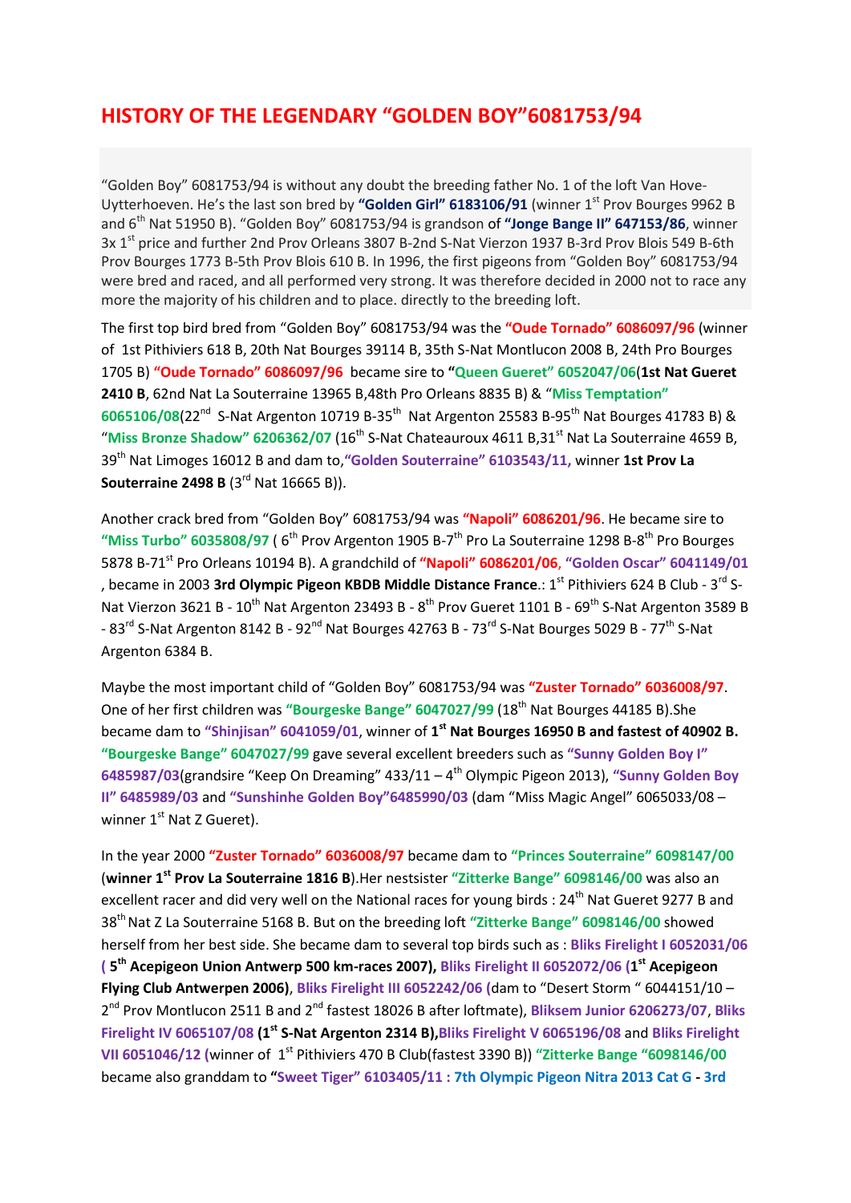# HISTORY OF THE LEGENDARY "GOLDEN BOY"6081753/94

"Golden Boy" 6081753/94 is without any doubt the breeding father No. 1 of the loft Van Hove-Uytterhoeven. He's the last son bred by **"Golden Girl" 6183106/91** (winner 1st Prov Bourges 9962 B and 6th Nat 51950 B). "Golden Boy" 6081753/94 is grandson of **"Jonge Bange II" 647153/86**, winner 3x 1st price and further 2nd Prov Orleans 3807 B-2nd S-Nat Vierzon 1937 B-3rd Prov Blois 549 B-6th Prov Bourges 1773 B-5th Prov Blois 610 B. In 1996, the first pigeons from "Golden Boy" 6081753/94 were bred and raced, and all performed very strong. It was therefore decided in 2000 not to race any more the majority of his children and to place. directly to the breeding loft.

The first top bird bred from "Golden Boy" 6081753/94 was the **"Oude Tornado" 6086097/96** (winner of 1st Pithiviers 618 B, 20th Nat Bourges 39114 B, 35th S-Nat Montlucon 2008 B, 24th Pro Bourges 1705 B) **"Oude Tornado" 6086097/96** became sire to **"Queen Gueret" 6052047/06**(**1st Nat Gueret 2410 B**, 62nd Nat La Souterraine 13965 B,48th Pro Orleans 8835 B) & **"Miss Temptation" 6065106/08**(22nd S-Nat Argenton 10719 B-35th Nat Argenton 25583 B-95th Nat Bourges 41783 B) & **"Miss Bronze Shadow" 6206362/07** (16th S-Nat Chateauroux 4611 B,31st Nat La Souterraine 4659 B, 39th Nat Limoges 16012 B and dam to,**"Golden Souterraine" 6103543/11,** winner **1st Prov La Souterraine 2498 B** (3rd Nat 16665 B)).

Another crack bred from "Golden Boy" 6081753/94 was **"Napoli" 6086201/96**. He became sire to **"Miss Turbo" 6035808/97** ( 6th Prov Argenton 1905 B-7th Pro La Souterraine 1298 B-8th Pro Bourges 5878 B-71st Pro Orleans 10194 B). A grandchild of **"Napoli" 6086201/06**, **"Golden Oscar" 6041149/01**, became in 2003 **3rd Olympic Pigeon KBDB Middle Distance France**.: 1st Pithiviers 624 B Club - 3rd S-Nat Vierzon 3621 B - 10th Nat Argenton 23493 B - 8th Prov Gueret 1101 B - 69th S-Nat Argenton 3589 B - 83rd S-Nat Argenton 8142 B - 92nd Nat Bourges 42763 B - 73rd S-Nat Bourges 5029 B - 77th S-Nat Argenton 6384 B.

Maybe the most important child of "Golden Boy" 6081753/94 was **"Zuster Tornado" 6036008/97**. One of her first children was **"Bourgeske Bange" 6047027/99** (18th Nat Bourges 44185 B).She became dam to **"Shinjisan" 6041059/01**, winner of **1st Nat Bourges 16950 B and fastest of 40902 B.** **"Bourgeske Bange" 6047027/99** gave several excellent breeders such as **"Sunny Golden Boy I" 6485987/03**(grandsire "Keep On Dreaming" 433/11 – 4th Olympic Pigeon 2013), **"Sunny Golden Boy II" 6485989/03** and **"Sunshinhe Golden Boy"6485990/03** (dam "Miss Magic Angel" 6065033/08 – winner 1st Nat Z Gueret).

In the year 2000 **"Zuster Tornado" 6036008/97** became dam to **"Princes Souterraine" 6098147/00** (**winner 1st Prov La Souterraine 1816 B**).Her nestsister **"Zitterke Bange" 6098146/00** was also an excellent racer and did very well on the National races for young birds : 24th Nat Gueret 9277 B and 38th Nat Z La Souterraine 5168 B. But on the breeding loft **"Zitterke Bange" 6098146/00** showed herself from her best side. She became dam to several top birds such as : **Bliks Firelight I 6052031/06 ( 5th Acepigeon Union Antwerp 500 km-races 2007)**, **Bliks Firelight II 6052072/06 (1st Acepigeon Flying Club Antwerpen 2006)**, **Bliks Firelight III 6052242/06** (dam to "Desert Storm " 6044151/10 – 2nd Prov Montlucon 2511 B and 2nd fastest 18026 B after loftmate), **Bliksem Junior 6206273/07**, **Bliks Firelight IV 6065107/08 (1st S-Nat Argenton 2314 B)**,**Bliks Firelight V 6065196/08** and **Bliks Firelight VII 6051046/12** (winner of 1st Pithiviers 470 B Club(fastest 3390 B)) **"Zitterke Bange "6098146/00** became also granddam to **"Sweet Tiger" 6103405/11 : 7th Olympic Pigeon Nitra 2013 Cat G - 3rd**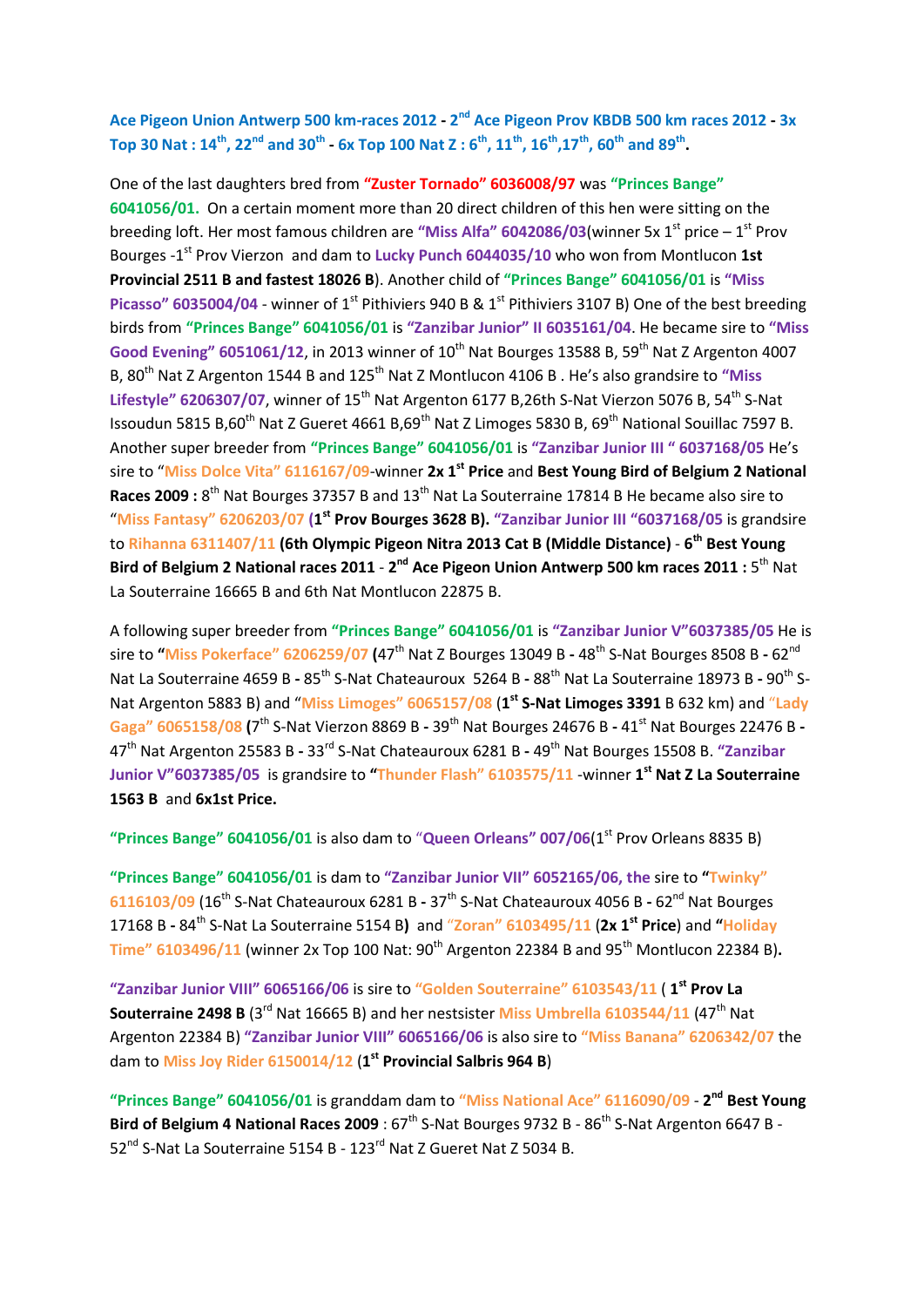**Ace Pigeon Union Antwerp 500 km-races 2012 - 2nd Ace Pigeon Prov KBDB 500 km races 2012 - 3x Top 30 Nat : 14th, 22nd and 30th - 6x Top 100 Nat Z : 6th, 11th, 16th,17th, 60th and 89th.**

One of the last daughters bred from **"Zuster Tornado" 6036008/97** was **"Princes Bange" 6041056/01.** On a certain moment more than 20 direct children of this hen were sitting on the breeding loft. Her most famous children are **"Miss Alfa" 6042086/03**(winner 5x 1st price – 1st Prov Bourges -1st Prov Vierzon and dam to **Lucky Punch 6044035/10** who won from Montlucon **1st Provincial 2511 B and fastest 18026 B**). Another child of **"Princes Bange" 6041056/01** is **"Miss Picasso" 6035004/04** - winner of 1st Pithiviers 940 B & 1st Pithiviers 3107 B) One of the best breeding birds from **"Princes Bange" 6041056/01** is **"Zanzibar Junior" II 6035161/04**. He became sire to **"Miss Good Evening" 6051061/12**, in 2013 winner of 10th Nat Bourges 13588 B, 59th Nat Z Argenton 4007 B, 80th Nat Z Argenton 1544 B and 125th Nat Z Montlucon 4106 B . He's also grandsire to **"Miss Lifestyle" 6206307/07**, winner of 15th Nat Argenton 6177 B,26th S-Nat Vierzon 5076 B, 54th S-Nat Issoudun 5815 B,60th Nat Z Gueret 4661 B,69th Nat Z Limoges 5830 B, 69th National Souillac 7597 B. Another super breeder from **"Princes Bange" 6041056/01** is **"Zanzibar Junior III " 6037168/05** He's sire to "**Miss Dolce Vita" 6116167/09**-winner **2x 1st Price** and **Best Young Bird of Belgium 2 National Races 2009 :** 8th Nat Bourges 37357 B and 13th Nat La Souterraine 17814 B He became also sire to "**Miss Fantasy" 6206203/07** (**1st Prov Bourges 3628 B). "Zanzibar Junior III "6037168/05** is grandsire to **Rihanna 6311407/11** **(6th Olympic Pigeon Nitra 2013 Cat B (Middle Distance)** - **6th Best Young Bird of Belgium 2 National races 2011** - **2nd Ace Pigeon Union Antwerp 500 km races 2011 :** 5th Nat La Souterraine 16665 B and 6th Nat Montlucon 22875 B.

A following super breeder from **"Princes Bange" 6041056/01** is **"Zanzibar Junior V"6037385/05** He is sire to **"Miss Pokerface" 6206259/07** (47th Nat Z Bourges 13049 B - 48th S-Nat Bourges 8508 B - 62nd Nat La Souterraine 4659 B - 85th S-Nat Chateauroux 5264 B - 88th Nat La Souterraine 18973 B - 90th S-Nat Argenton 5883 B) and "**Miss Limoges" 6065157/08** (**1st S-Nat Limoges 3391** B 632 km) and **"Lady Gaga" 6065158/08** (7th S-Nat Vierzon 8869 B - 39th Nat Bourges 24676 B - 41st Nat Bourges 22476 B - 47th Nat Argenton 25583 B - 33rd S-Nat Chateauroux 6281 B - 49th Nat Bourges 15508 B. **"Zanzibar Junior V"6037385/05** is grandsire to **"Thunder Flash" 6103575/11** -winner **1st Nat Z La Souterraine 1563 B** and **6x1st Price.**

**"Princes Bange" 6041056/01** is also dam to **"Queen Orleans" 007/06**(1st Prov Orleans 8835 B)

**"Princes Bange" 6041056/01** is dam to **"Zanzibar Junior VII" 6052165/06, the** sire to **"Twinky" 6116103/09** (16th S-Nat Chateauroux 6281 B - 37th S-Nat Chateauroux 4056 B - 62nd Nat Bourges 17168 B - 84th S-Nat La Souterraine 5154 B**)** and **"Zoran" 6103495/11** (**2x 1st Price**) and **"Holiday Time" 6103496/11** (winner 2x Top 100 Nat: 90th Argenton 22384 B and 95th Montlucon 22384 B**).**

**"Zanzibar Junior VIII" 6065166/06** is sire to **"Golden Souterraine" 6103543/11** ( **1st Prov La Souterraine 2498 B** (3rd Nat 16665 B) and her nestsister **Miss Umbrella 6103544/11** (47th Nat Argenton 22384 B) **"Zanzibar Junior VIII" 6065166/06** is also sire to **"Miss Banana" 6206342/07** the dam to **Miss Joy Rider 6150014/12** (**1st Provincial Salbris 964 B**)

**"Princes Bange" 6041056/01** is granddam dam to **"Miss National Ace" 6116090/09** - **2nd Best Young Bird of Belgium 4 National Races 2009** : 67th S-Nat Bourges 9732 B - 86th S-Nat Argenton 6647 B - 52nd S-Nat La Souterraine 5154 B - 123rd Nat Z Gueret Nat Z 5034 B.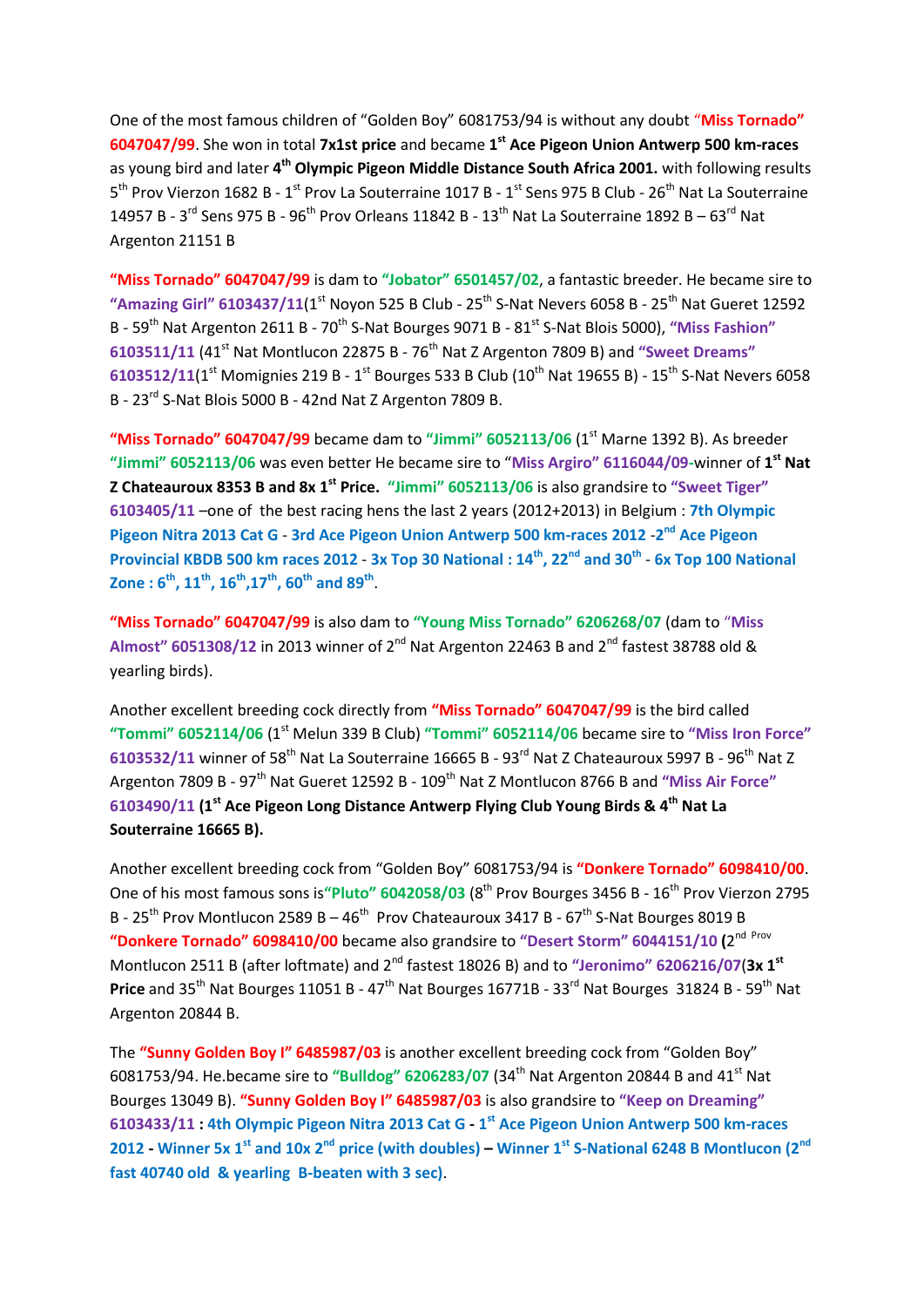One of the most famous children of "Golden Boy" 6081753/94 is without any doubt **"Miss Tornado" 6047047/99**. She won in total **7x1st price** and became **1st Ace Pigeon Union Antwerp 500 km-races** as young bird and later **4th Olympic Pigeon Middle Distance South Africa 2001.** with following results 5th Prov Vierzon 1682 B - 1st Prov La Souterraine 1017 B - 1st Sens 975 B Club - 26th Nat La Souterraine 14957 B - 3rd Sens 975 B - 96th Prov Orleans 11842 B - 13th Nat La Souterraine 1892 B – 63rd Nat Argenton 21151 B

**"Miss Tornado" 6047047/99** is dam to **"Jobator" 6501457/02**, a fantastic breeder. He became sire to **"Amazing Girl" 6103437/11**(1st Noyon 525 B Club - 25th S-Nat Nevers 6058 B - 25th Nat Gueret 12592 B - 59th Nat Argenton 2611 B - 70th S-Nat Bourges 9071 B - 81st S-Nat Blois 5000), **"Miss Fashion" 6103511/11** (41st Nat Montlucon 22875 B - 76th Nat Z Argenton 7809 B) and **"Sweet Dreams" 6103512/11**(1st Momignies 219 B - 1st Bourges 533 B Club (10th Nat 19655 B) - 15th S-Nat Nevers 6058 B - 23rd S-Nat Blois 5000 B - 42nd Nat Z Argenton 7809 B.

**"Miss Tornado" 6047047/99** became dam to **"Jimmi" 6052113/06** (1st Marne 1392 B). As breeder **"Jimmi" 6052113/06** was even better He became sire to **"Miss Argiro" 6116044/09**-winner of **1st Nat Z Chateauroux 8353 B and 8x 1st Price.** **"Jimmi" 6052113/06** is also grandsire to **"Sweet Tiger" 6103405/11** –one of the best racing hens the last 2 years (2012+2013) in Belgium : **7th Olympic Pigeon Nitra 2013 Cat G - 3rd Ace Pigeon Union Antwerp 500 km-races 2012 -2nd Ace Pigeon Provincial KBDB 500 km races 2012 - 3x Top 30 National : 14th, 22nd and 30th - 6x Top 100 National Zone : 6th, 11th, 16th,17th, 60th and 89th.**

**"Miss Tornado" 6047047/99** is also dam to **"Young Miss Tornado" 6206268/07** (dam to **"Miss Almost" 6051308/12** in 2013 winner of 2nd Nat Argenton 22463 B and 2nd fastest 38788 old & yearling birds).

Another excellent breeding cock directly from **"Miss Tornado" 6047047/99** is the bird called **"Tommi" 6052114/06** (1st Melun 339 B Club) **"Tommi" 6052114/06** became sire to **"Miss Iron Force" 6103532/11** winner of 58th Nat La Souterraine 16665 B - 93rd Nat Z Chateauroux 5997 B - 96th Nat Z Argenton 7809 B - 97th Nat Gueret 12592 B - 109th Nat Z Montlucon 8766 B and **"Miss Air Force" 6103490/11 (1st Ace Pigeon Long Distance Antwerp Flying Club Young Birds & 4th Nat La Souterraine 16665 B).**

Another excellent breeding cock from "Golden Boy" 6081753/94 is **"Donkere Tornado" 6098410/00**. One of his most famous sons is**"Pluto" 6042058/03** (8th Prov Bourges 3456 B - 16th Prov Vierzon 2795 B - 25th Prov Montlucon 2589 B – 46th Prov Chateauroux 3417 B - 67th S-Nat Bourges 8019 B **"Donkere Tornado" 6098410/00** became also grandsire to **"Desert Storm" 6044151/10** (2nd Prov Montlucon 2511 B (after loftmate) and 2nd fastest 18026 B) and to **"Jeronimo" 6206216/07**(**3x 1st Price** and 35th Nat Bourges 11051 B - 47th Nat Bourges 16771B - 33rd Nat Bourges 31824 B - 59th Nat Argenton 20844 B.

The **"Sunny Golden Boy I" 6485987/03** is another excellent breeding cock from "Golden Boy" 6081753/94. He.became sire to **"Bulldog" 6206283/07** (34th Nat Argenton 20844 B and 41st Nat Bourges 13049 B). **"Sunny Golden Boy I" 6485987/03** is also grandsire to **"Keep on Dreaming" 6103433/11 : 4th Olympic Pigeon Nitra 2013 Cat G - 1st Ace Pigeon Union Antwerp 500 km-races 2012 - Winner 5x 1st and 10x 2nd price (with doubles) – Winner 1st S-National 6248 B Montlucon (2nd fast 40740 old & yearling B-beaten with 3 sec)**.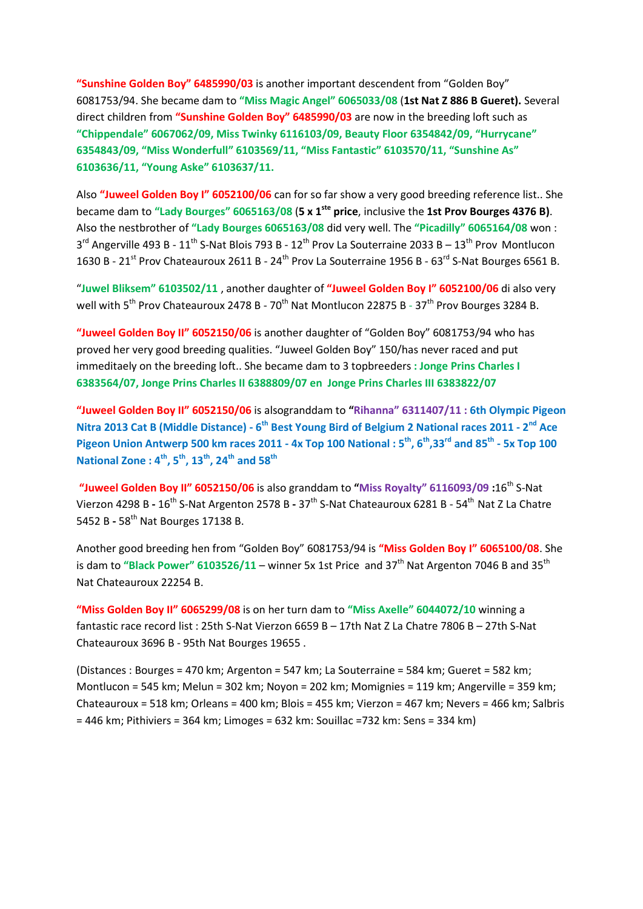**“Sunshine Golden Boy” 6485990/03** is another important descendent from “Golden Boy” 6081753/94. She became dam to **“Miss Magic Angel” 6065033/08** (**1st Nat Z 886 B Gueret).** Several direct children from **“Sunshine Golden Boy” 6485990/03** are now in the breeding loft such as **“Chippendale” 6067062/09, Miss Twinky 6116103/09, Beauty Floor 6354842/09, “Hurrycane” 6354843/09, “Miss Wonderfull” 6103569/11, “Miss Fantastic” 6103570/11, “Sunshine As” 6103636/11, “Young Aske” 6103637/11.**

Also **“Juweel Golden Boy I” 6052100/06** can for so far show a very good breeding reference list.. She became dam to **“Lady Bourges” 6065163/08** (**5 x 1ste price**, inclusive the **1st Prov Bourges 4376 B)**. Also the nestbrother of **“Lady Bourges 6065163/08** did very well. The **“Picadilly” 6065164/08** won : 3rd Angerville 493 B - 11th S-Nat Blois 793 B - 12th Prov La Souterraine 2033 B – 13th Prov Montlucon 1630 B - 21st Prov Chateauroux 2611 B - 24th Prov La Souterraine 1956 B - 63rd S-Nat Bourges 6561 B.

“**Juwel Bliksem” 6103502/11** , another daughter of **“Juweel Golden Boy I” 6052100/06** di also very well with 5th Prov Chateauroux 2478 B - 70th Nat Montlucon 22875 B - 37th Prov Bourges 3284 B.

**“Juweel Golden Boy II” 6052150/06** is another daughter of “Golden Boy” 6081753/94 who has proved her very good breeding qualities. “Juweel Golden Boy” 150/has never raced and put immeditaely on the breeding loft.. She became dam to 3 topbreeders **: Jonge Prins Charles I 6383564/07, Jonge Prins Charles II 6388809/07 en Jonge Prins Charles III 6383822/07**

**“Juweel Golden Boy II” 6052150/06** is alsogranddam to **“Rihanna” 6311407/11 : 6th Olympic Pigeon Nitra 2013 Cat B (Middle Distance) - 6th Best Young Bird of Belgium 2 National races 2011 - 2nd Ace Pigeon Union Antwerp 500 km races 2011 - 4x Top 100 National : 5th, 6th,33rd and 85th - 5x Top 100 National Zone : 4th, 5th, 13th, 24th and 58th**

**“Juweel Golden Boy II” 6052150/06** is also granddam to **“Miss Royalty” 6116093/09 :**16th S-Nat Vierzon 4298 B **-** 16th S-Nat Argenton 2578 B **-** 37th S-Nat Chateauroux 6281 B - 54th Nat Z La Chatre 5452 B **-** 58th Nat Bourges 17138 B.

Another good breeding hen from “Golden Boy” 6081753/94 is **“Miss Golden Boy I” 6065100/08**. She is dam to **“Black Power” 6103526/11** – winner 5x 1st Price and 37th Nat Argenton 7046 B and 35th Nat Chateauroux 22254 B.

**“Miss Golden Boy II” 6065299/08** is on her turn dam to **“Miss Axelle” 6044072/10** winning a fantastic race record list : 25th S-Nat Vierzon 6659 B – 17th Nat Z La Chatre 7806 B – 27th S-Nat Chateauroux 3696 B - 95th Nat Bourges 19655 .

(Distances : Bourges = 470 km; Argenton = 547 km; La Souterraine = 584 km; Gueret = 582 km; Montlucon = 545 km; Melun = 302 km; Noyon = 202 km; Momignies = 119 km; Angerville = 359 km; Chateauroux = 518 km; Orleans = 400 km; Blois = 455 km; Vierzon = 467 km; Nevers = 466 km; Salbris = 446 km; Pithiviers = 364 km; Limoges = 632 km: Souillac =732 km: Sens = 334 km)